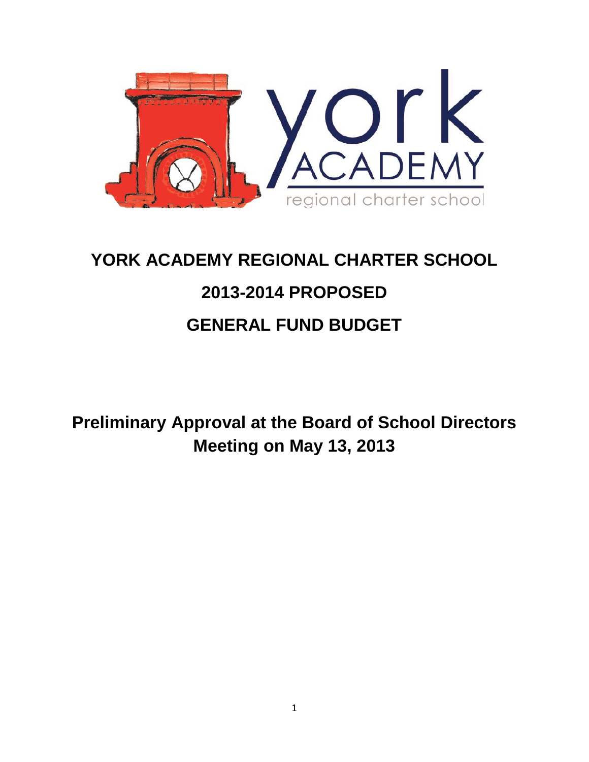# YORK ACADEMY REGIONAL CHARTER SCHOOL

## 2013-2014 PROPOSED

## GENERAL FUND BUDGET

**Preliminary Approval at the Board of School Directors Meeting on May 13, 2013**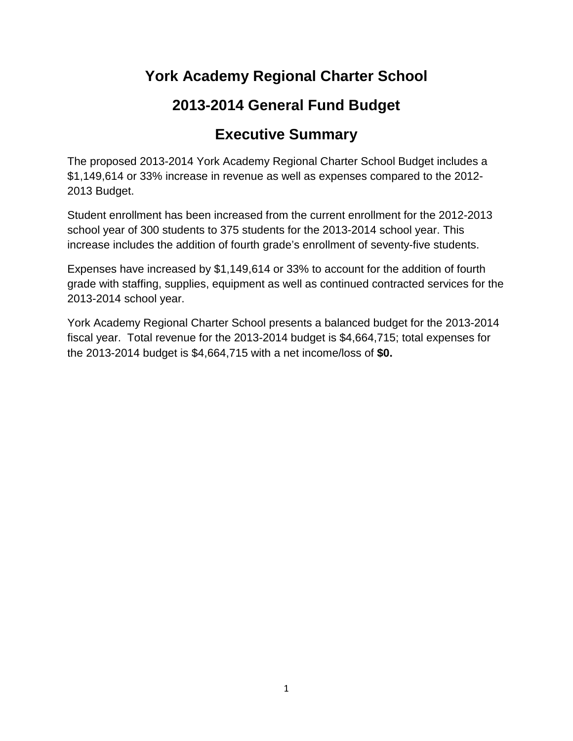# York Academy Regional Charter School

## 2013-2014 General Fund Budget

## Executive Summary

The proposed 2013-2014 York Academy Regional Charter School Budget includes a $1,149,614 or 33% increase in revenue as well as expenses compared to the 2012-2013 Budget.

Student enrollment has been increased from the current enrollment for the 2012-2013 school year of 300 students to 375 students for the 2013-2014 school year. This increase includes the addition of fourth grade's enrollment of seventy-five students.

Expenses have increased by $1,149,614 or 33% to account for the addition of fourth grade with staffing, supplies, equipment as well as continued contracted services for the 2013-2014 school year.

York Academy Regional Charter School presents a balanced budget for the 2013-2014 fiscal year. Total revenue for the 2013-2014 budget is $4,664,715; total expenses for the 2013-2014 budget is $4,664,715 with a net income/loss of **$0.**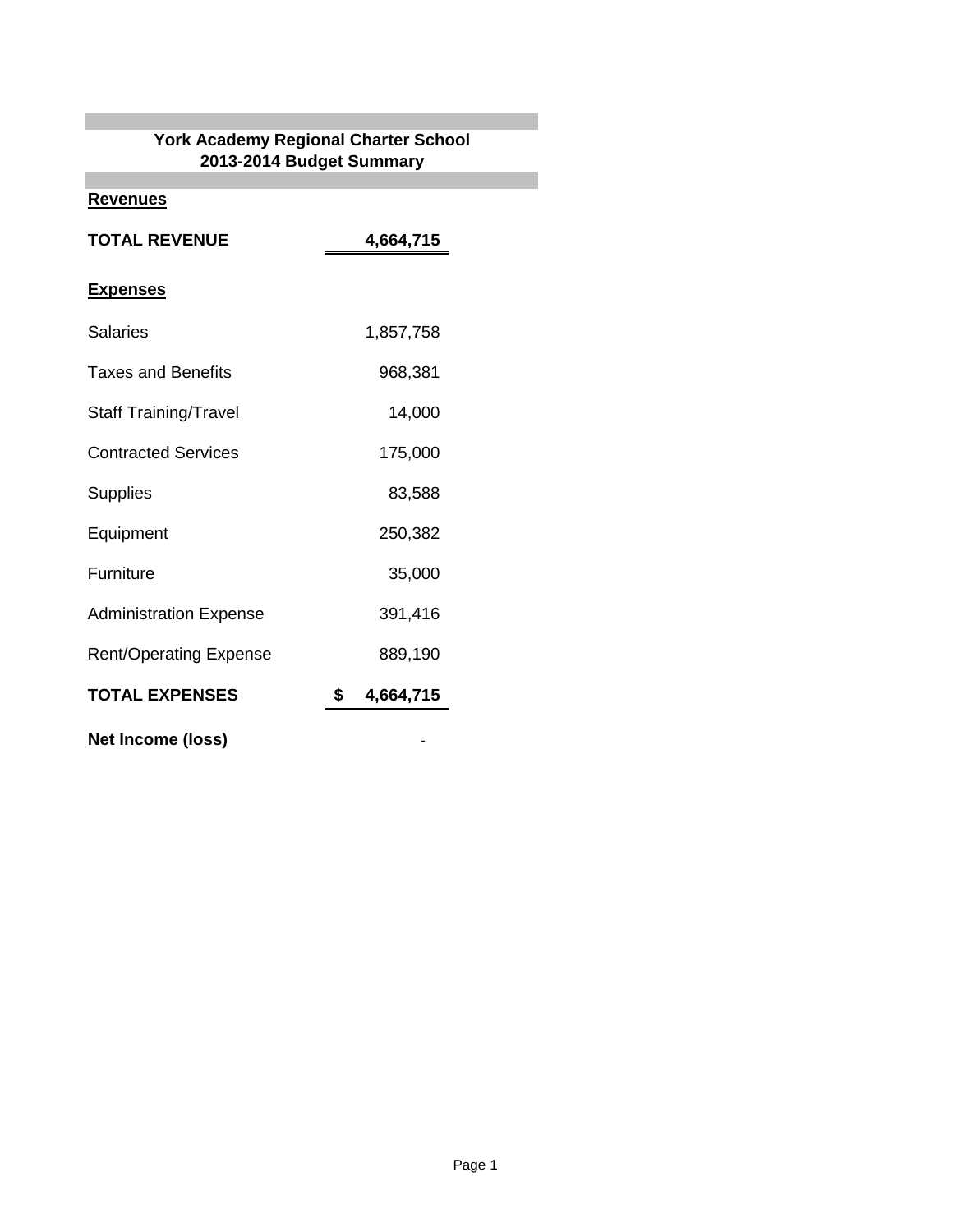# York Academy Regional Charter School
## 2013-2014 Budget Summary

| | |
|---|---|
| **Revenues** | |
| **TOTAL REVENUE** | **4,664,715** |
| **Expenses** | |
| Salaries | 1,857,758 |
| Taxes and Benefits | 968,381 |
| Staff Training/Travel | 14,000 |
| Contracted Services | 175,000 |
| Supplies | 83,588 |
| Equipment | 250,382 |
| Furniture | 35,000 |
| Administration Expense | 391,416 |
| Rent/Operating Expense | 889,190 |
| **TOTAL EXPENSES** | **$ 4,664,715** |
| **Net Income (loss)** | - |